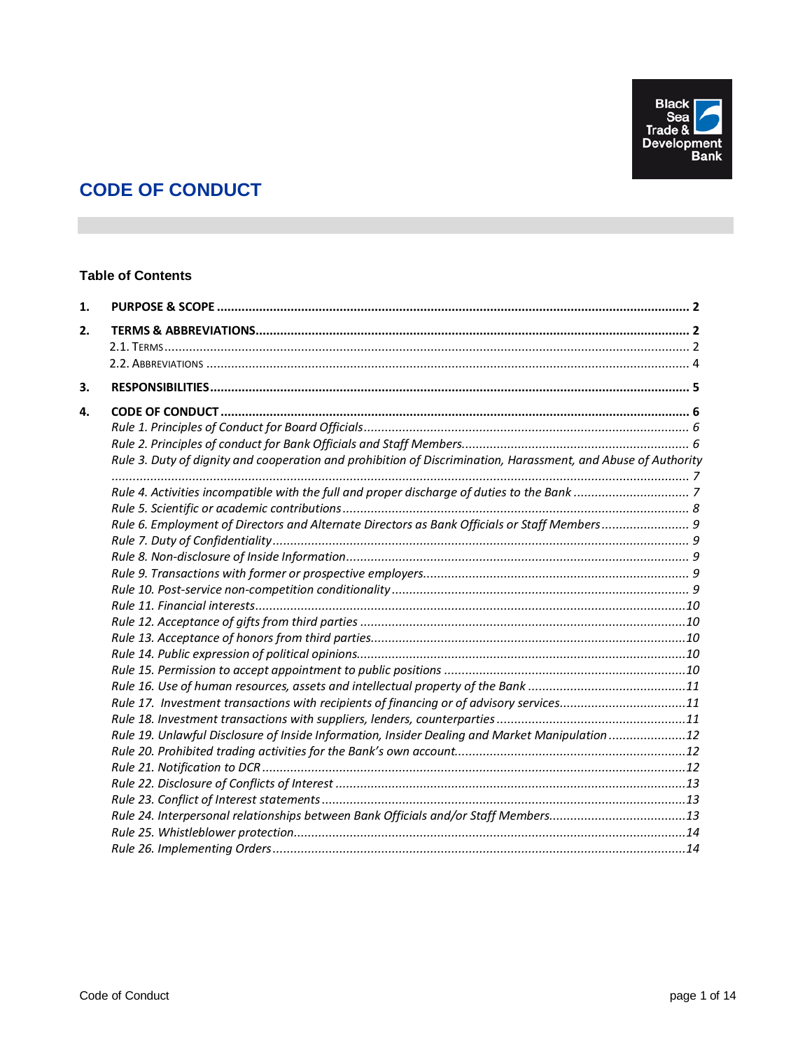# CODE OF CONDUCT

## Table of Contents

1. **PURPOSE & SCOPE** ..... 2
2. **TERMS & ABBREVIATIONS** ..... 2
   - 2.1. Terms ..... 2
   - 2.2. Abbreviations ..... 4
3. **RESPONSIBILITIES** ..... 5
4. **CODE OF CONDUCT** ..... 6
   - *Rule 1. Principles of Conduct for Board Officials* ..... 6
   - *Rule 2. Principles of conduct for Bank Officials and Staff Members* ..... 6
   - *Rule 3. Duty of dignity and cooperation and prohibition of Discrimination, Harassment, and Abuse of Authority* ..... 7
   - *Rule 4. Activities incompatible with the full and proper discharge of duties to the Bank* ..... 7
   - *Rule 5. Scientific or academic contributions* ..... 8
   - *Rule 6. Employment of Directors and Alternate Directors as Bank Officials or Staff Members* ..... 9
   - *Rule 7. Duty of Confidentiality* ..... 9
   - *Rule 8. Non-disclosure of Inside Information* ..... 9
   - *Rule 9. Transactions with former or prospective employers* ..... 9
   - *Rule 10. Post-service non-competition conditionality* ..... 9
   - *Rule 11. Financial interests* ..... 10
   - *Rule 12. Acceptance of gifts from third parties* ..... 10
   - *Rule 13. Acceptance of honors from third parties* ..... 10
   - *Rule 14. Public expression of political opinions* ..... 10
   - *Rule 15. Permission to accept appointment to public positions* ..... 10
   - *Rule 16. Use of human resources, assets and intellectual property of the Bank* ..... 11
   - *Rule 17. Investment transactions with recipients of financing or of advisory services* ..... 11
   - *Rule 18. Investment transactions with suppliers, lenders, counterparties* ..... 11
   - *Rule 19. Unlawful Disclosure of Inside Information, Insider Dealing and Market Manipulation* ..... 12
   - *Rule 20. Prohibited trading activities for the Bank's own account* ..... 12
   - *Rule 21. Notification to DCR* ..... 12
   - *Rule 22. Disclosure of Conflicts of Interest* ..... 13
   - *Rule 23. Conflict of Interest statements* ..... 13
   - *Rule 24. Interpersonal relationships between Bank Officials and/or Staff Members* ..... 13
   - *Rule 25. Whistleblower protection* ..... 14
   - *Rule 26. Implementing Orders* ..... 14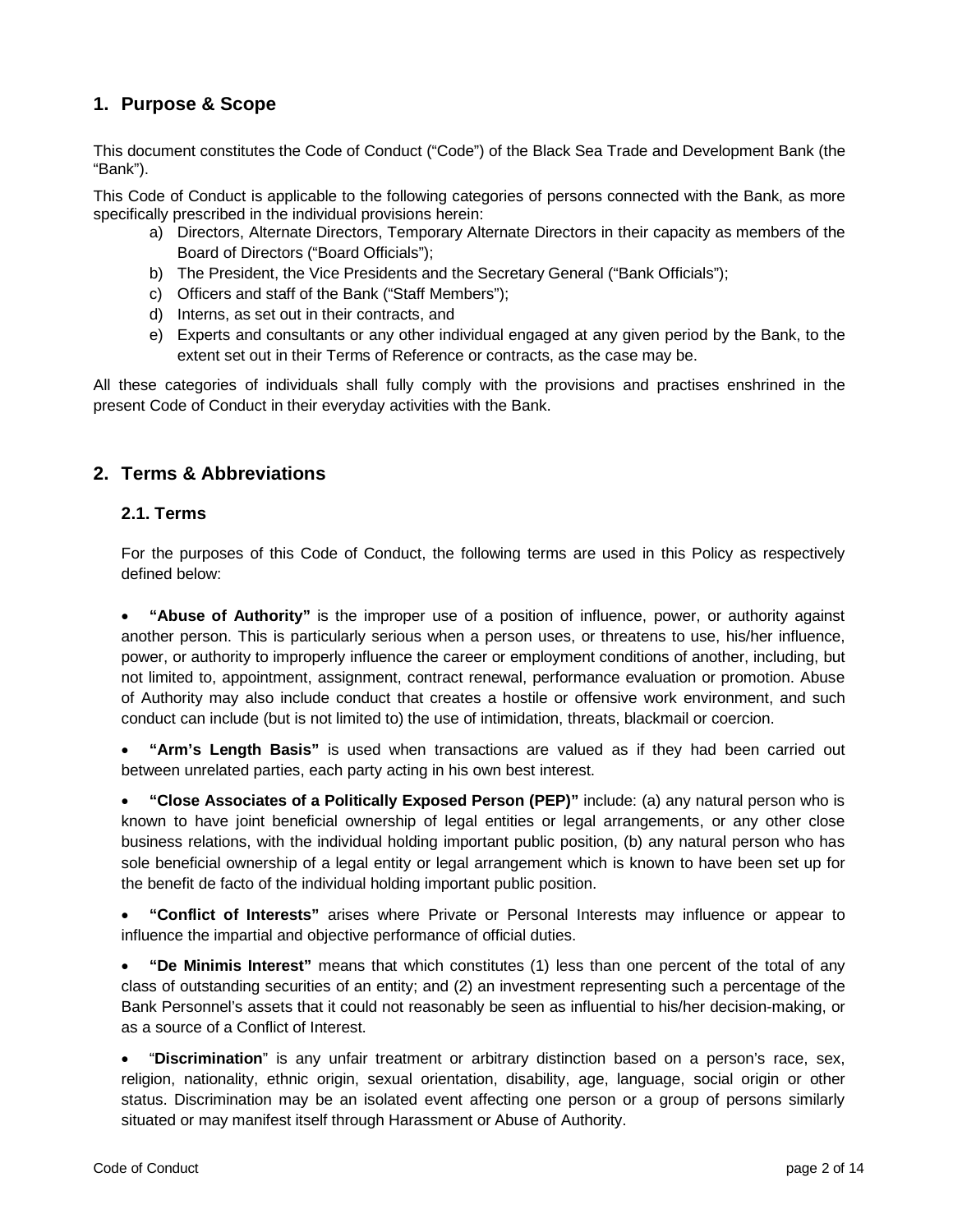## 1. Purpose & Scope

This document constitutes the Code of Conduct ("Code") of the Black Sea Trade and Development Bank (the "Bank").

This Code of Conduct is applicable to the following categories of persons connected with the Bank, as more specifically prescribed in the individual provisions herein:

a) Directors, Alternate Directors, Temporary Alternate Directors in their capacity as members of the Board of Directors ("Board Officials");
b) The President, the Vice Presidents and the Secretary General ("Bank Officials");
c) Officers and staff of the Bank ("Staff Members");
d) Interns, as set out in their contracts, and
e) Experts and consultants or any other individual engaged at any given period by the Bank, to the extent set out in their Terms of Reference or contracts, as the case may be.

All these categories of individuals shall fully comply with the provisions and practises enshrined in the present Code of Conduct in their everyday activities with the Bank.

## 2. Terms & Abbreviations

### 2.1. Terms

For the purposes of this Code of Conduct, the following terms are used in this Policy as respectively defined below:

- **"Abuse of Authority"** is the improper use of a position of influence, power, or authority against another person. This is particularly serious when a person uses, or threatens to use, his/her influence, power, or authority to improperly influence the career or employment conditions of another, including, but not limited to, appointment, assignment, contract renewal, performance evaluation or promotion. Abuse of Authority may also include conduct that creates a hostile or offensive work environment, and such conduct can include (but is not limited to) the use of intimidation, threats, blackmail or coercion.

- **"Arm's Length Basis"** is used when transactions are valued as if they had been carried out between unrelated parties, each party acting in his own best interest.

- **"Close Associates of a Politically Exposed Person (PEP)"** include: (a) any natural person who is known to have joint beneficial ownership of legal entities or legal arrangements, or any other close business relations, with the individual holding important public position, (b) any natural person who has sole beneficial ownership of a legal entity or legal arrangement which is known to have been set up for the benefit de facto of the individual holding important public position.

- **"Conflict of Interests"** arises where Private or Personal Interests may influence or appear to influence the impartial and objective performance of official duties.

- **"De Minimis Interest"** means that which constitutes (1) less than one percent of the total of any class of outstanding securities of an entity; and (2) an investment representing such a percentage of the Bank Personnel's assets that it could not reasonably be seen as influential to his/her decision-making, or as a source of a Conflict of Interest.

- "**Discrimination**" is any unfair treatment or arbitrary distinction based on a person's race, sex, religion, nationality, ethnic origin, sexual orientation, disability, age, language, social origin or other status. Discrimination may be an isolated event affecting one person or a group of persons similarly situated or may manifest itself through Harassment or Abuse of Authority.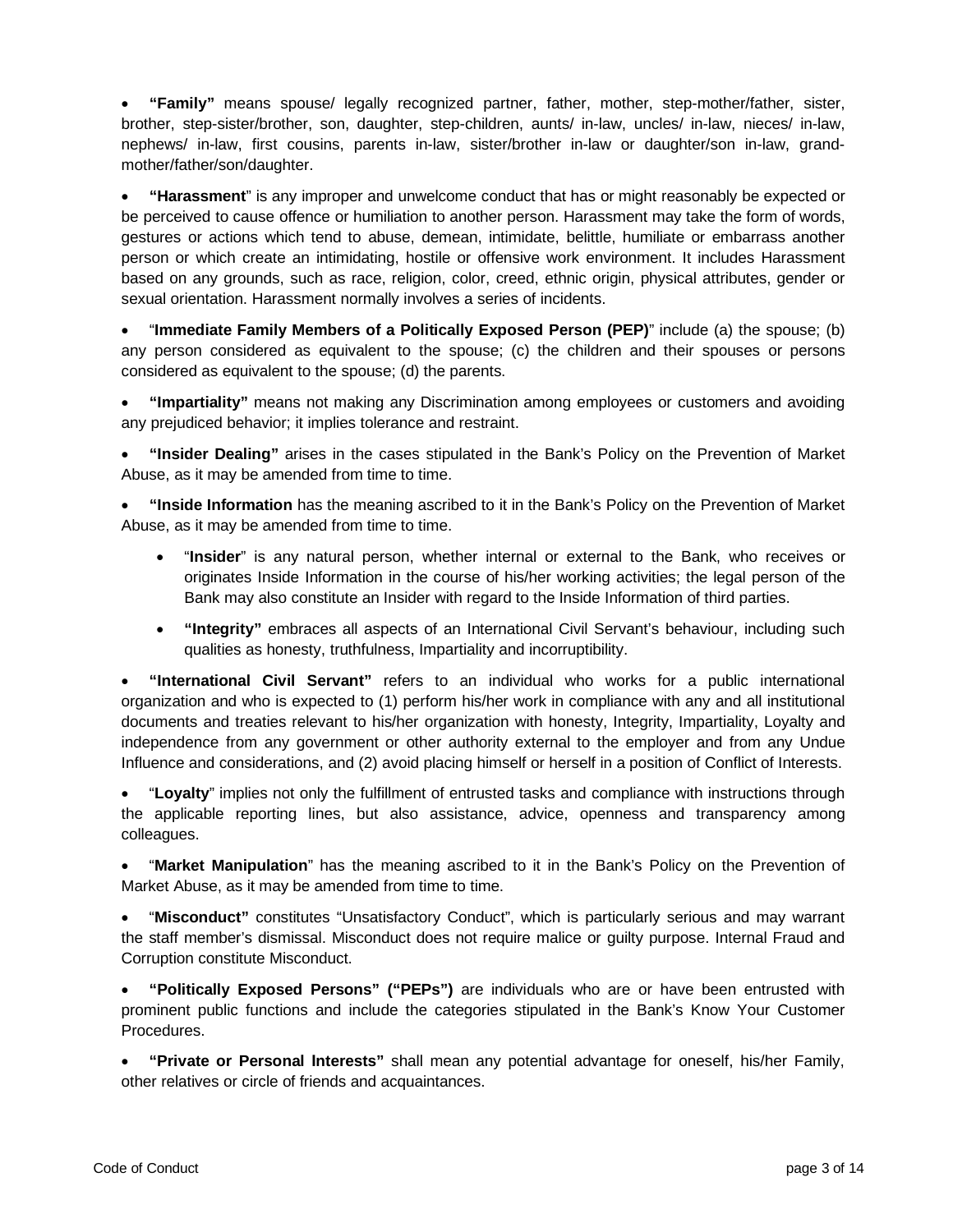- **"Family"** means spouse/ legally recognized partner, father, mother, step-mother/father, sister, brother, step-sister/brother, son, daughter, step-children, aunts/ in-law, uncles/ in-law, nieces/ in-law, nephews/ in-law, first cousins, parents in-law, sister/brother in-law or daughter/son in-law, grand-mother/father/son/daughter.

- **"Harassment**" is any improper and unwelcome conduct that has or might reasonably be expected or be perceived to cause offence or humiliation to another person. Harassment may take the form of words, gestures or actions which tend to abuse, demean, intimidate, belittle, humiliate or embarrass another person or which create an intimidating, hostile or offensive work environment. It includes Harassment based on any grounds, such as race, religion, color, creed, ethnic origin, physical attributes, gender or sexual orientation. Harassment normally involves a series of incidents.

- "**Immediate Family Members of a Politically Exposed Person (PEP)**" include (a) the spouse; (b) any person considered as equivalent to the spouse; (c) the children and their spouses or persons considered as equivalent to the spouse; (d) the parents.

- **"Impartiality"** means not making any Discrimination among employees or customers and avoiding any prejudiced behavior; it implies tolerance and restraint.

- **"Insider Dealing"** arises in the cases stipulated in the Bank's Policy on the Prevention of Market Abuse, as it may be amended from time to time.

- **"Inside Information** has the meaning ascribed to it in the Bank's Policy on the Prevention of Market Abuse, as it may be amended from time to time.

  - "**Insider**" is any natural person, whether internal or external to the Bank, who receives or originates Inside Information in the course of his/her working activities; the legal person of the Bank may also constitute an Insider with regard to the Inside Information of third parties.

  - **"Integrity"** embraces all aspects of an International Civil Servant's behaviour, including such qualities as honesty, truthfulness, Impartiality and incorruptibility.

- **"International Civil Servant"** refers to an individual who works for a public international organization and who is expected to (1) perform his/her work in compliance with any and all institutional documents and treaties relevant to his/her organization with honesty, Integrity, Impartiality, Loyalty and independence from any government or other authority external to the employer and from any Undue Influence and considerations, and (2) avoid placing himself or herself in a position of Conflict of Interests.

- "**Loyalty**" implies not only the fulfillment of entrusted tasks and compliance with instructions through the applicable reporting lines, but also assistance, advice, openness and transparency among colleagues.

- "**Market Manipulation**" has the meaning ascribed to it in the Bank's Policy on the Prevention of Market Abuse, as it may be amended from time to time.

- "**Misconduct"** constitutes "Unsatisfactory Conduct", which is particularly serious and may warrant the staff member's dismissal. Misconduct does not require malice or guilty purpose. Internal Fraud and Corruption constitute Misconduct.

- **"Politically Exposed Persons" ("PEPs")** are individuals who are or have been entrusted with prominent public functions and include the categories stipulated in the Bank's Know Your Customer Procedures.

- **"Private or Personal Interests"** shall mean any potential advantage for oneself, his/her Family, other relatives or circle of friends and acquaintances.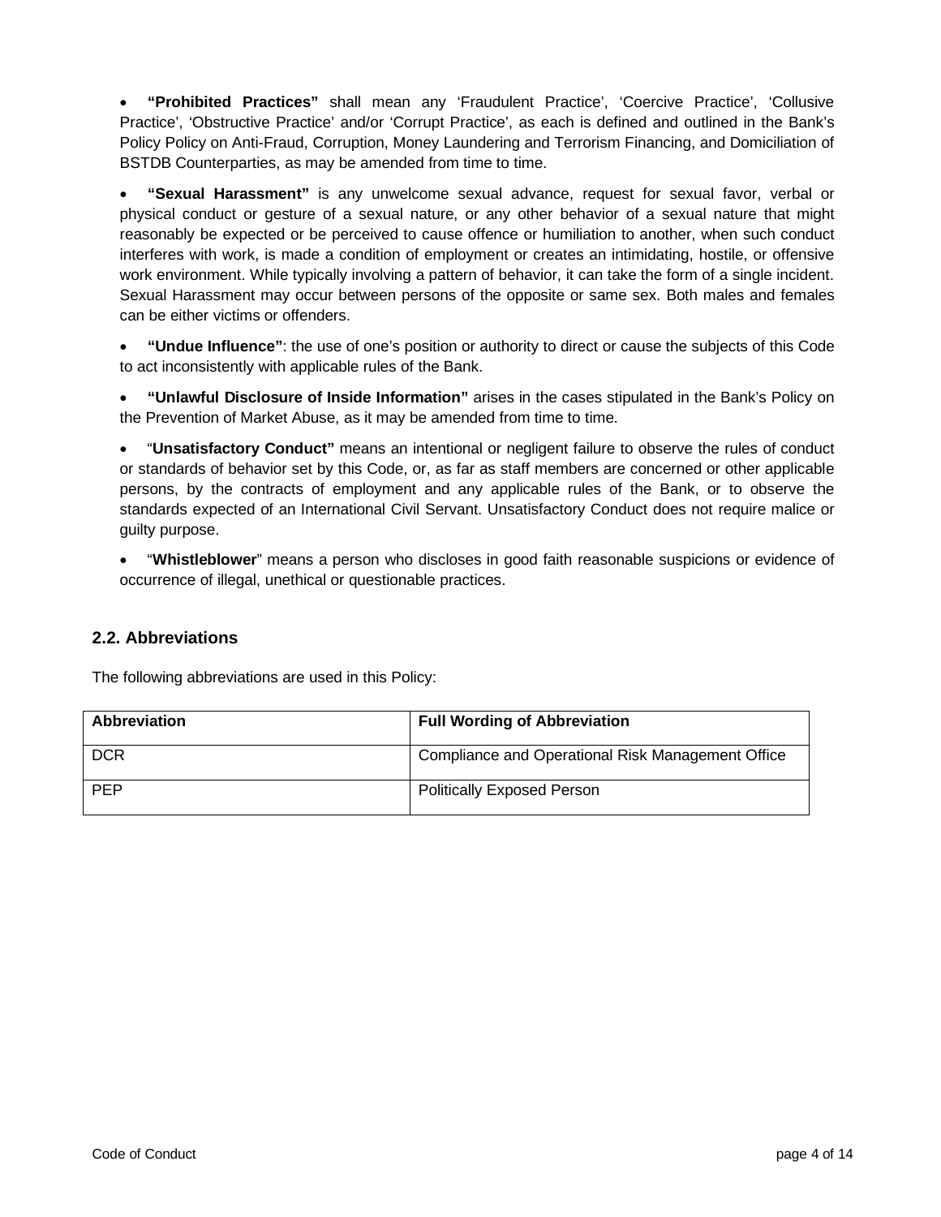- **“Prohibited Practices”** shall mean any ‘Fraudulent Practice’, ‘Coercive Practice’, ‘Collusive Practice’, ‘Obstructive Practice’ and/or ‘Corrupt Practice’, as each is defined and outlined in the Bank’s Policy Policy on Anti-Fraud, Corruption, Money Laundering and Terrorism Financing, and Domiciliation of BSTDB Counterparties, as may be amended from time to time.

- **“Sexual Harassment”** is any unwelcome sexual advance, request for sexual favor, verbal or physical conduct or gesture of a sexual nature, or any other behavior of a sexual nature that might reasonably be expected or be perceived to cause offence or humiliation to another, when such conduct interferes with work, is made a condition of employment or creates an intimidating, hostile, or offensive work environment. While typically involving a pattern of behavior, it can take the form of a single incident. Sexual Harassment may occur between persons of the opposite or same sex. Both males and females can be either victims or offenders.

- **“Undue Influence”**: the use of one’s position or authority to direct or cause the subjects of this Code to act inconsistently with applicable rules of the Bank.

- **“Unlawful Disclosure of Inside Information”** arises in the cases stipulated in the Bank’s Policy on the Prevention of Market Abuse, as it may be amended from time to time.

- “**Unsatisfactory Conduct”** means an intentional or negligent failure to observe the rules of conduct or standards of behavior set by this Code, or, as far as staff members are concerned or other applicable persons, by the contracts of employment and any applicable rules of the Bank, or to observe the standards expected of an International Civil Servant. Unsatisfactory Conduct does not require malice or guilty purpose.

- “**Whistleblower**” means a person who discloses in good faith reasonable suspicions or evidence of occurrence of illegal, unethical or questionable practices.

## 2.2. Abbreviations

The following abbreviations are used in this Policy:

| Abbreviation | Full Wording of Abbreviation |
|---|---|
| DCR | Compliance and Operational Risk Management Office |
| PEP | Politically Exposed Person |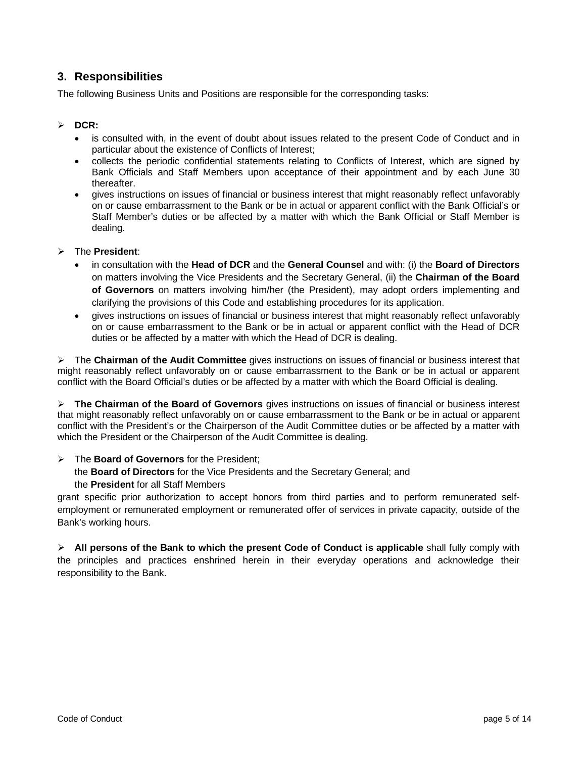## 3. Responsibilities

The following Business Units and Positions are responsible for the corresponding tasks:

- **DCR:**
  - is consulted with, in the event of doubt about issues related to the present Code of Conduct and in particular about the existence of Conflicts of Interest;
  - collects the periodic confidential statements relating to Conflicts of Interest, which are signed by Bank Officials and Staff Members upon acceptance of their appointment and by each June 30 thereafter.
  - gives instructions on issues of financial or business interest that might reasonably reflect unfavorably on or cause embarrassment to the Bank or be in actual or apparent conflict with the Bank Official's or Staff Member's duties or be affected by a matter with which the Bank Official or Staff Member is dealing.

- The **President**:
  - in consultation with the **Head of DCR** and the **General Counsel** and with: (i) the **Board of Directors** on matters involving the Vice Presidents and the Secretary General, (ii) the **Chairman of the Board of Governors** on matters involving him/her (the President), may adopt orders implementing and clarifying the provisions of this Code and establishing procedures for its application.
  - gives instructions on issues of financial or business interest that might reasonably reflect unfavorably on or cause embarrassment to the Bank or be in actual or apparent conflict with the Head of DCR duties or be affected by a matter with which the Head of DCR is dealing.

- The **Chairman of the Audit Committee** gives instructions on issues of financial or business interest that might reasonably reflect unfavorably on or cause embarrassment to the Bank or be in actual or apparent conflict with the Board Official's duties or be affected by a matter with which the Board Official is dealing.

- **The Chairman of the Board of Governors** gives instructions on issues of financial or business interest that might reasonably reflect unfavorably on or cause embarrassment to the Bank or be in actual or apparent conflict with the President's or the Chairperson of the Audit Committee duties or be affected by a matter with which the President or the Chairperson of the Audit Committee is dealing.

- The **Board of Governors** for the President;
  the **Board of Directors** for the Vice Presidents and the Secretary General; and
  the **President** for all Staff Members

grant specific prior authorization to accept honors from third parties and to perform remunerated self-employment or remunerated employment or remunerated offer of services in private capacity, outside of the Bank's working hours.

- **All persons of the Bank to which the present Code of Conduct is applicable** shall fully comply with the principles and practices enshrined herein in their everyday operations and acknowledge their responsibility to the Bank.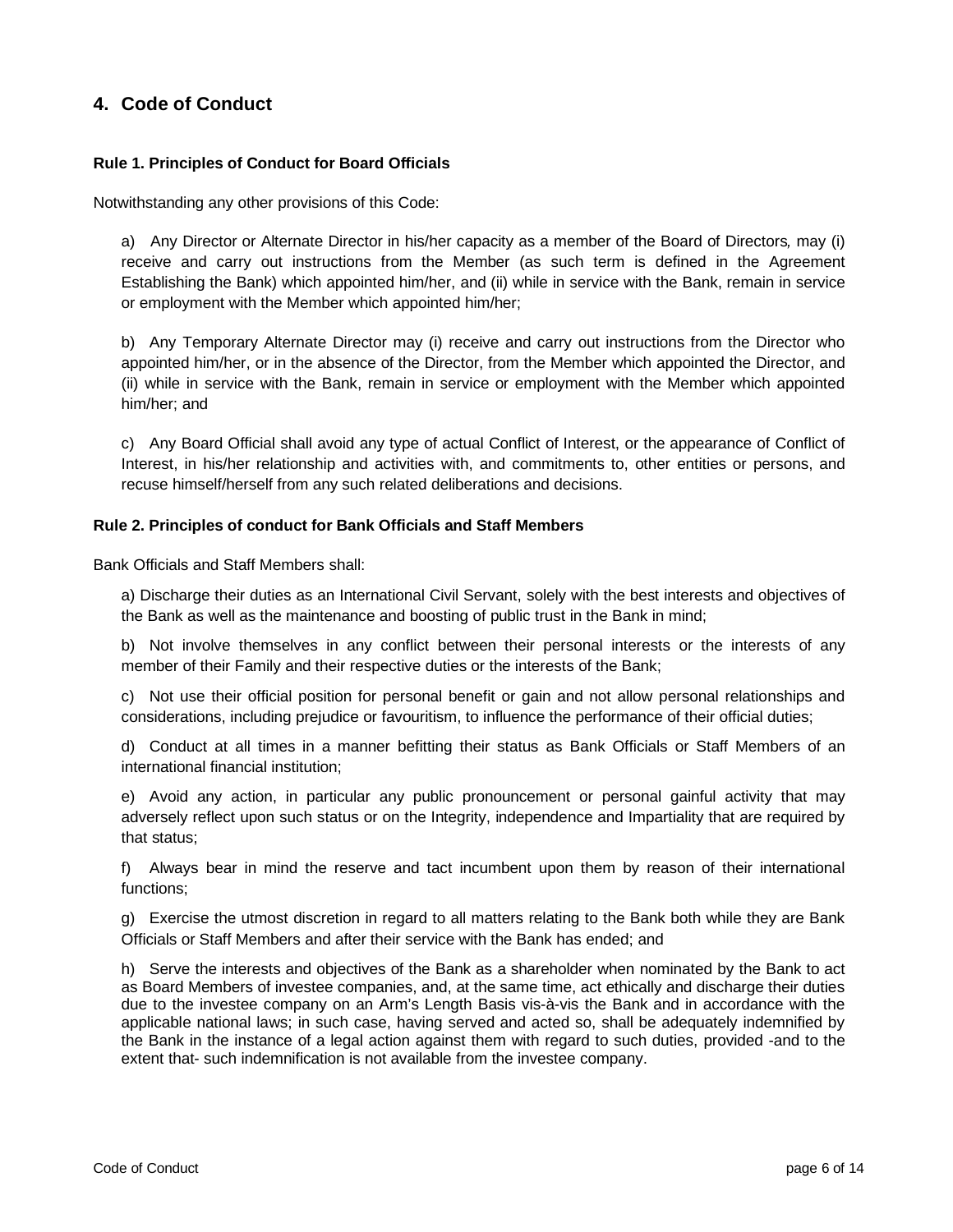## 4. Code of Conduct

### Rule 1. Principles of Conduct for Board Officials

Notwithstanding any other provisions of this Code:

a) Any Director or Alternate Director in his/her capacity as a member of the Board of Directors, may (i) receive and carry out instructions from the Member (as such term is defined in the Agreement Establishing the Bank) which appointed him/her, and (ii) while in service with the Bank, remain in service or employment with the Member which appointed him/her;

b) Any Temporary Alternate Director may (i) receive and carry out instructions from the Director who appointed him/her, or in the absence of the Director, from the Member which appointed the Director, and (ii) while in service with the Bank, remain in service or employment with the Member which appointed him/her; and

c) Any Board Official shall avoid any type of actual Conflict of Interest, or the appearance of Conflict of Interest, in his/her relationship and activities with, and commitments to, other entities or persons, and recuse himself/herself from any such related deliberations and decisions.

### Rule 2. Principles of conduct for Bank Officials and Staff Members

Bank Officials and Staff Members shall:

a) Discharge their duties as an International Civil Servant, solely with the best interests and objectives of the Bank as well as the maintenance and boosting of public trust in the Bank in mind;

b) Not involve themselves in any conflict between their personal interests or the interests of any member of their Family and their respective duties or the interests of the Bank;

c) Not use their official position for personal benefit or gain and not allow personal relationships and considerations, including prejudice or favouritism, to influence the performance of their official duties;

d) Conduct at all times in a manner befitting their status as Bank Officials or Staff Members of an international financial institution;

e) Avoid any action, in particular any public pronouncement or personal gainful activity that may adversely reflect upon such status or on the Integrity, independence and Impartiality that are required by that status;

f) Always bear in mind the reserve and tact incumbent upon them by reason of their international functions;

g) Exercise the utmost discretion in regard to all matters relating to the Bank both while they are Bank Officials or Staff Members and after their service with the Bank has ended; and

h) Serve the interests and objectives of the Bank as a shareholder when nominated by the Bank to act as Board Members of investee companies, and, at the same time, act ethically and discharge their duties due to the investee company on an Arm's Length Basis vis-à-vis the Bank and in accordance with the applicable national laws; in such case, having served and acted so, shall be adequately indemnified by the Bank in the instance of a legal action against them with regard to such duties, provided -and to the extent that- such indemnification is not available from the investee company.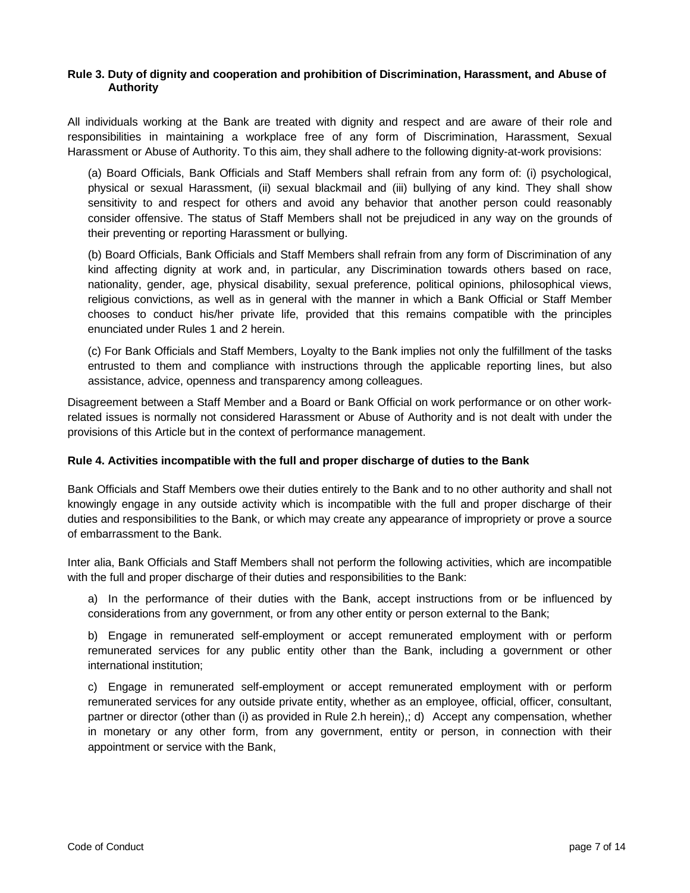### Rule 3. Duty of dignity and cooperation and prohibition of Discrimination, Harassment, and Abuse of Authority

All individuals working at the Bank are treated with dignity and respect and are aware of their role and responsibilities in maintaining a workplace free of any form of Discrimination, Harassment, Sexual Harassment or Abuse of Authority. To this aim, they shall adhere to the following dignity-at-work provisions:

(a) Board Officials, Bank Officials and Staff Members shall refrain from any form of: (i) psychological, physical or sexual Harassment, (ii) sexual blackmail and (iii) bullying of any kind. They shall show sensitivity to and respect for others and avoid any behavior that another person could reasonably consider offensive. The status of Staff Members shall not be prejudiced in any way on the grounds of their preventing or reporting Harassment or bullying.

(b) Board Officials, Bank Officials and Staff Members shall refrain from any form of Discrimination of any kind affecting dignity at work and, in particular, any Discrimination towards others based on race, nationality, gender, age, physical disability, sexual preference, political opinions, philosophical views, religious convictions, as well as in general with the manner in which a Bank Official or Staff Member chooses to conduct his/her private life, provided that this remains compatible with the principles enunciated under Rules 1 and 2 herein.

(c) For Bank Officials and Staff Members, Loyalty to the Bank implies not only the fulfillment of the tasks entrusted to them and compliance with instructions through the applicable reporting lines, but also assistance, advice, openness and transparency among colleagues.

Disagreement between a Staff Member and a Board or Bank Official on work performance or on other work-related issues is normally not considered Harassment or Abuse of Authority and is not dealt with under the provisions of this Article but in the context of performance management.

### Rule 4. Activities incompatible with the full and proper discharge of duties to the Bank

Bank Officials and Staff Members owe their duties entirely to the Bank and to no other authority and shall not knowingly engage in any outside activity which is incompatible with the full and proper discharge of their duties and responsibilities to the Bank, or which may create any appearance of impropriety or prove a source of embarrassment to the Bank.

Inter alia, Bank Officials and Staff Members shall not perform the following activities, which are incompatible with the full and proper discharge of their duties and responsibilities to the Bank:

a) In the performance of their duties with the Bank, accept instructions from or be influenced by considerations from any government, or from any other entity or person external to the Bank;

b) Engage in remunerated self-employment or accept remunerated employment with or perform remunerated services for any public entity other than the Bank, including a government or other international institution;

c) Engage in remunerated self-employment or accept remunerated employment with or perform remunerated services for any outside private entity, whether as an employee, official, officer, consultant, partner or director (other than (i) as provided in Rule 2.h herein),; d) Accept any compensation, whether in monetary or any other form, from any government, entity or person, in connection with their appointment or service with the Bank,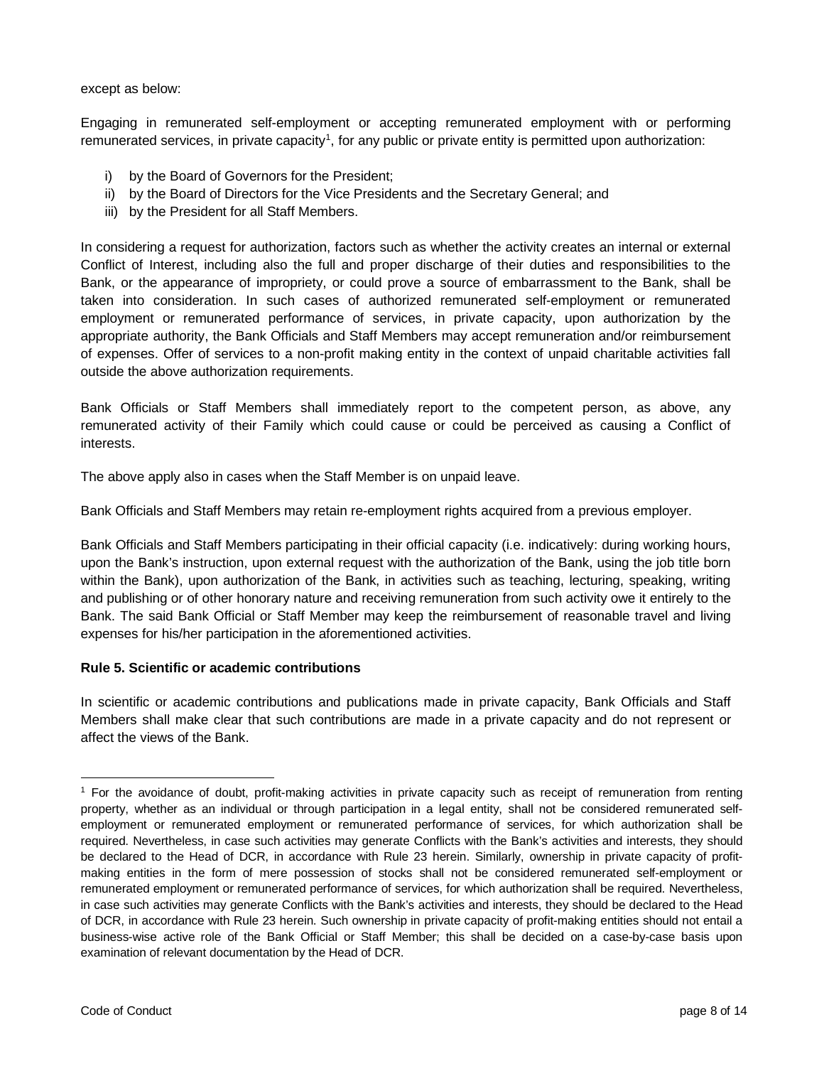except as below:

Engaging in remunerated self-employment or accepting remunerated employment with or performing remunerated services, in private capacity[1], for any public or private entity is permitted upon authorization:

i) by the Board of Governors for the President;
ii) by the Board of Directors for the Vice Presidents and the Secretary General; and
iii) by the President for all Staff Members.

In considering a request for authorization, factors such as whether the activity creates an internal or external Conflict of Interest, including also the full and proper discharge of their duties and responsibilities to the Bank, or the appearance of impropriety, or could prove a source of embarrassment to the Bank, shall be taken into consideration. In such cases of authorized remunerated self-employment or remunerated employment or remunerated performance of services, in private capacity, upon authorization by the appropriate authority, the Bank Officials and Staff Members may accept remuneration and/or reimbursement of expenses. Offer of services to a non-profit making entity in the context of unpaid charitable activities fall outside the above authorization requirements.

Bank Officials or Staff Members shall immediately report to the competent person, as above, any remunerated activity of their Family which could cause or could be perceived as causing a Conflict of interests.

The above apply also in cases when the Staff Member is on unpaid leave.

Bank Officials and Staff Members may retain re-employment rights acquired from a previous employer.

Bank Officials and Staff Members participating in their official capacity (i.e. indicatively: during working hours, upon the Bank's instruction, upon external request with the authorization of the Bank, using the job title born within the Bank), upon authorization of the Bank, in activities such as teaching, lecturing, speaking, writing and publishing or of other honorary nature and receiving remuneration from such activity owe it entirely to the Bank. The said Bank Official or Staff Member may keep the reimbursement of reasonable travel and living expenses for his/her participation in the aforementioned activities.

**Rule 5. Scientific or academic contributions**

In scientific or academic contributions and publications made in private capacity, Bank Officials and Staff Members shall make clear that such contributions are made in a private capacity and do not represent or affect the views of the Bank.

---

[1] For the avoidance of doubt, profit-making activities in private capacity such as receipt of remuneration from renting property, whether as an individual or through participation in a legal entity, shall not be considered remunerated self-employment or remunerated employment or remunerated performance of services, for which authorization shall be required. Nevertheless, in case such activities may generate Conflicts with the Bank's activities and interests, they should be declared to the Head of DCR, in accordance with Rule 23 herein. Similarly, ownership in private capacity of profit-making entities in the form of mere possession of stocks shall not be considered remunerated self-employment or remunerated employment or remunerated performance of services, for which authorization shall be required. Nevertheless, in case such activities may generate Conflicts with the Bank's activities and interests, they should be declared to the Head of DCR, in accordance with Rule 23 herein. Such ownership in private capacity of profit-making entities should not entail a business-wise active role of the Bank Official or Staff Member; this shall be decided on a case-by-case basis upon examination of relevant documentation by the Head of DCR.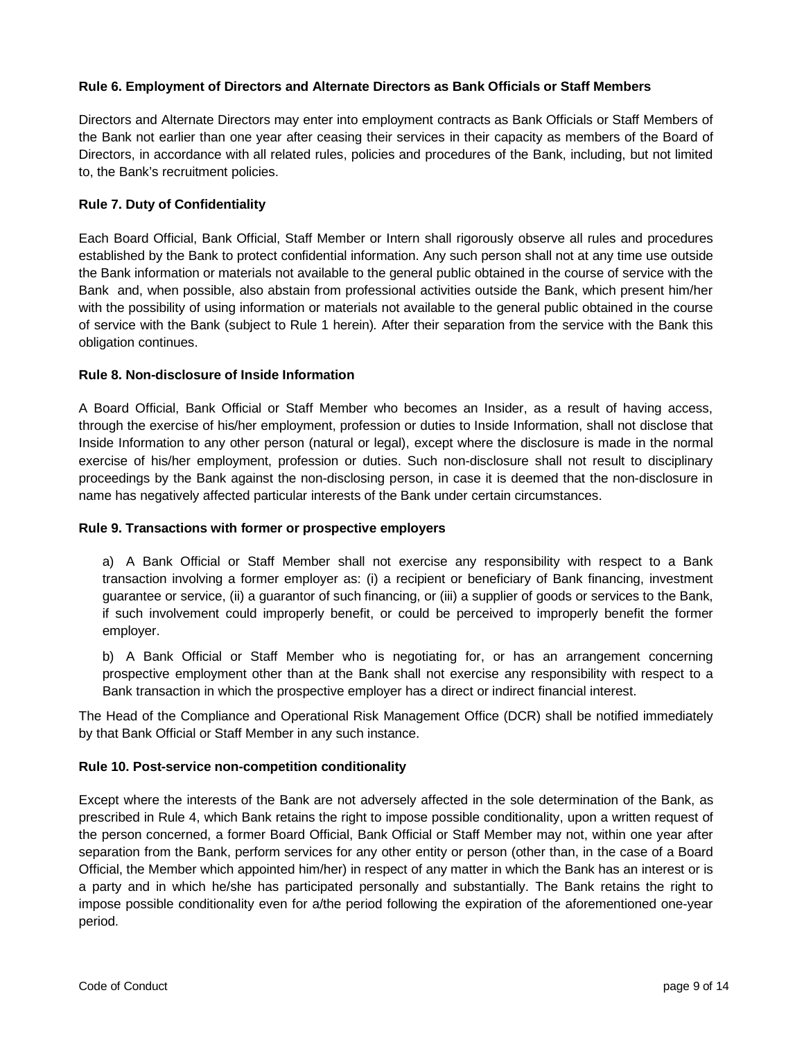**Rule 6. Employment of Directors and Alternate Directors as Bank Officials or Staff Members**

Directors and Alternate Directors may enter into employment contracts as Bank Officials or Staff Members of the Bank not earlier than one year after ceasing their services in their capacity as members of the Board of Directors, in accordance with all related rules, policies and procedures of the Bank, including, but not limited to, the Bank's recruitment policies.

**Rule 7. Duty of Confidentiality**

Each Board Official, Bank Official, Staff Member or Intern shall rigorously observe all rules and procedures established by the Bank to protect confidential information. Any such person shall not at any time use outside the Bank information or materials not available to the general public obtained in the course of service with the Bank and, when possible, also abstain from professional activities outside the Bank, which present him/her with the possibility of using information or materials not available to the general public obtained in the course of service with the Bank (subject to Rule 1 herein). After their separation from the service with the Bank this obligation continues.

**Rule 8. Non-disclosure of Inside Information**

A Board Official, Bank Official or Staff Member who becomes an Insider, as a result of having access, through the exercise of his/her employment, profession or duties to Inside Information, shall not disclose that Inside Information to any other person (natural or legal), except where the disclosure is made in the normal exercise of his/her employment, profession or duties. Such non-disclosure shall not result to disciplinary proceedings by the Bank against the non-disclosing person, in case it is deemed that the non-disclosure in name has negatively affected particular interests of the Bank under certain circumstances.

**Rule 9. Transactions with former or prospective employers**

a) A Bank Official or Staff Member shall not exercise any responsibility with respect to a Bank transaction involving a former employer as: (i) a recipient or beneficiary of Bank financing, investment guarantee or service, (ii) a guarantor of such financing, or (iii) a supplier of goods or services to the Bank, if such involvement could improperly benefit, or could be perceived to improperly benefit the former employer.

b) A Bank Official or Staff Member who is negotiating for, or has an arrangement concerning prospective employment other than at the Bank shall not exercise any responsibility with respect to a Bank transaction in which the prospective employer has a direct or indirect financial interest.

The Head of the Compliance and Operational Risk Management Office (DCR) shall be notified immediately by that Bank Official or Staff Member in any such instance.

**Rule 10. Post-service non-competition conditionality**

Except where the interests of the Bank are not adversely affected in the sole determination of the Bank, as prescribed in Rule 4, which Bank retains the right to impose possible conditionality, upon a written request of the person concerned, a former Board Official, Bank Official or Staff Member may not, within one year after separation from the Bank, perform services for any other entity or person (other than, in the case of a Board Official, the Member which appointed him/her) in respect of any matter in which the Bank has an interest or is a party and in which he/she has participated personally and substantially. The Bank retains the right to impose possible conditionality even for a/the period following the expiration of the aforementioned one-year period.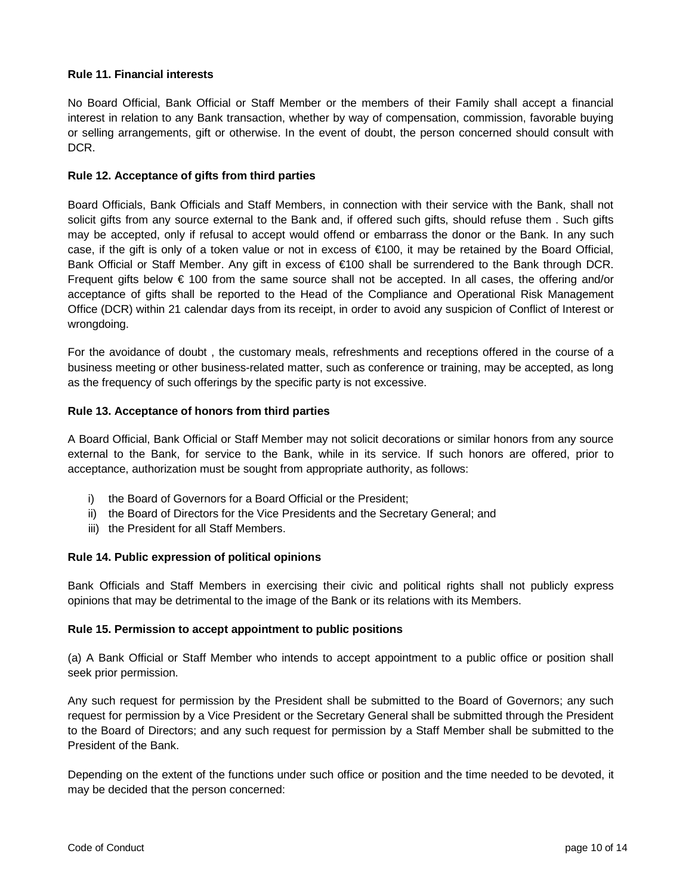**Rule 11. Financial interests**

No Board Official, Bank Official or Staff Member or the members of their Family shall accept a financial interest in relation to any Bank transaction, whether by way of compensation, commission, favorable buying or selling arrangements, gift or otherwise. In the event of doubt, the person concerned should consult with DCR.

**Rule 12. Acceptance of gifts from third parties**

Board Officials, Bank Officials and Staff Members, in connection with their service with the Bank, shall not solicit gifts from any source external to the Bank and, if offered such gifts, should refuse them . Such gifts may be accepted, only if refusal to accept would offend or embarrass the donor or the Bank. In any such case, if the gift is only of a token value or not in excess of €100, it may be retained by the Board Official, Bank Official or Staff Member. Any gift in excess of €100 shall be surrendered to the Bank through DCR. Frequent gifts below € 100 from the same source shall not be accepted. In all cases, the offering and/or acceptance of gifts shall be reported to the Head of the Compliance and Operational Risk Management Office (DCR) within 21 calendar days from its receipt, in order to avoid any suspicion of Conflict of Interest or wrongdoing.

For the avoidance of doubt , the customary meals, refreshments and receptions offered in the course of a business meeting or other business-related matter, such as conference or training, may be accepted, as long as the frequency of such offerings by the specific party is not excessive.

**Rule 13. Acceptance of honors from third parties**

A Board Official, Bank Official or Staff Member may not solicit decorations or similar honors from any source external to the Bank, for service to the Bank, while in its service. If such honors are offered, prior to acceptance, authorization must be sought from appropriate authority, as follows:

i) the Board of Governors for a Board Official or the President;
ii) the Board of Directors for the Vice Presidents and the Secretary General; and
iii) the President for all Staff Members.

**Rule 14. Public expression of political opinions**

Bank Officials and Staff Members in exercising their civic and political rights shall not publicly express opinions that may be detrimental to the image of the Bank or its relations with its Members.

**Rule 15. Permission to accept appointment to public positions**

(a) A Bank Official or Staff Member who intends to accept appointment to a public office or position shall seek prior permission.

Any such request for permission by the President shall be submitted to the Board of Governors; any such request for permission by a Vice President or the Secretary General shall be submitted through the President to the Board of Directors; and any such request for permission by a Staff Member shall be submitted to the President of the Bank.

Depending on the extent of the functions under such office or position and the time needed to be devoted, it may be decided that the person concerned: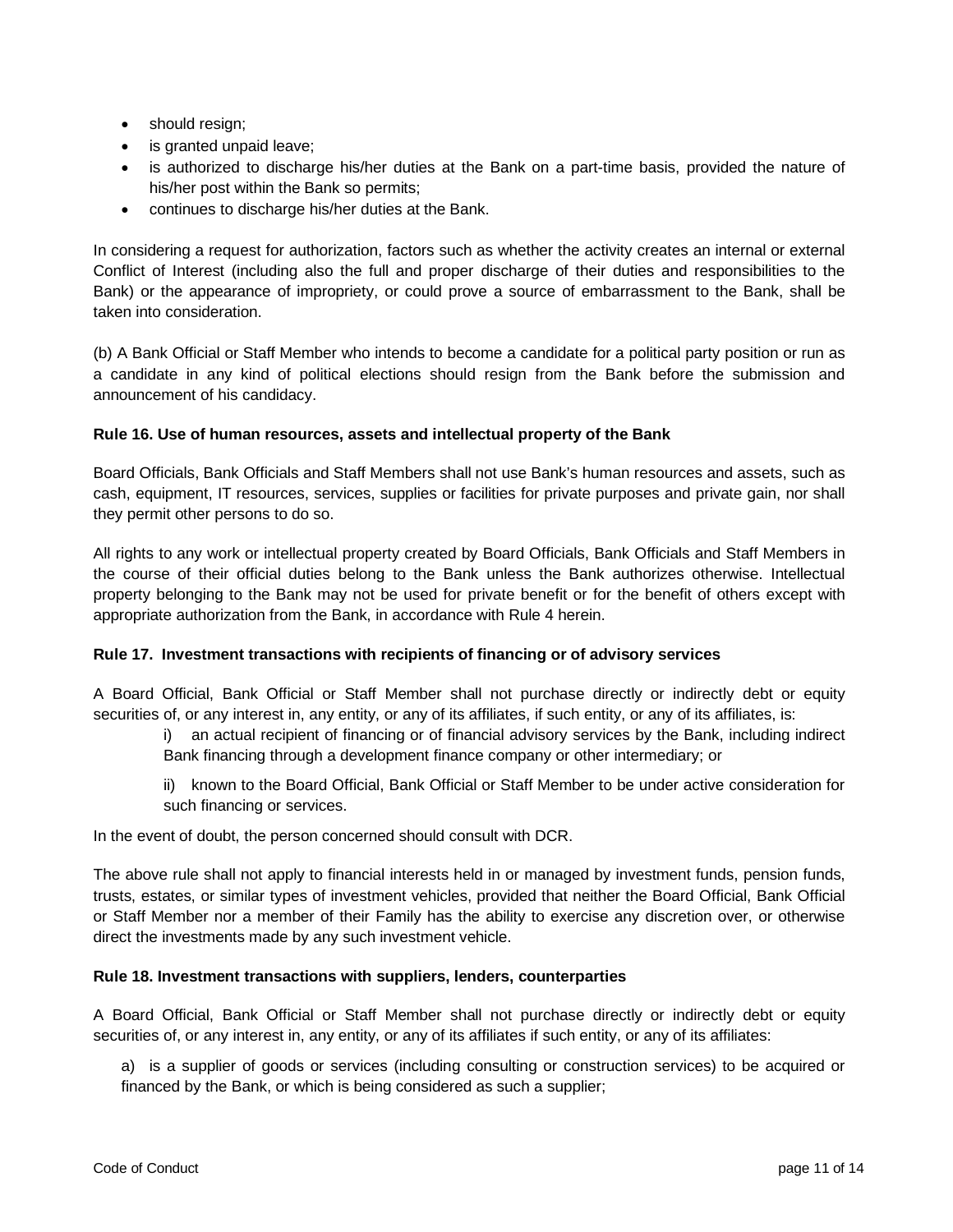- should resign;
- is granted unpaid leave;
- is authorized to discharge his/her duties at the Bank on a part-time basis, provided the nature of his/her post within the Bank so permits;
- continues to discharge his/her duties at the Bank.

In considering a request for authorization, factors such as whether the activity creates an internal or external Conflict of Interest (including also the full and proper discharge of their duties and responsibilities to the Bank) or the appearance of impropriety, or could prove a source of embarrassment to the Bank, shall be taken into consideration.

(b) A Bank Official or Staff Member who intends to become a candidate for a political party position or run as a candidate in any kind of political elections should resign from the Bank before the submission and announcement of his candidacy.

**Rule 16. Use of human resources, assets and intellectual property of the Bank**

Board Officials, Bank Officials and Staff Members shall not use Bank's human resources and assets, such as cash, equipment, IT resources, services, supplies or facilities for private purposes and private gain, nor shall they permit other persons to do so.

All rights to any work or intellectual property created by Board Officials, Bank Officials and Staff Members in the course of their official duties belong to the Bank unless the Bank authorizes otherwise. Intellectual property belonging to the Bank may not be used for private benefit or for the benefit of others except with appropriate authorization from the Bank, in accordance with Rule 4 herein.

**Rule 17. Investment transactions with recipients of financing or of advisory services**

A Board Official, Bank Official or Staff Member shall not purchase directly or indirectly debt or equity securities of, or any interest in, any entity, or any of its affiliates, if such entity, or any of its affiliates, is:

> i) an actual recipient of financing or of financial advisory services by the Bank, including indirect Bank financing through a development finance company or other intermediary; or
>
> ii) known to the Board Official, Bank Official or Staff Member to be under active consideration for such financing or services.

In the event of doubt, the person concerned should consult with DCR.

The above rule shall not apply to financial interests held in or managed by investment funds, pension funds, trusts, estates, or similar types of investment vehicles, provided that neither the Board Official, Bank Official or Staff Member nor a member of their Family has the ability to exercise any discretion over, or otherwise direct the investments made by any such investment vehicle.

**Rule 18. Investment transactions with suppliers, lenders, counterparties**

A Board Official, Bank Official or Staff Member shall not purchase directly or indirectly debt or equity securities of, or any interest in, any entity, or any of its affiliates if such entity, or any of its affiliates:

a) is a supplier of goods or services (including consulting or construction services) to be acquired or financed by the Bank, or which is being considered as such a supplier;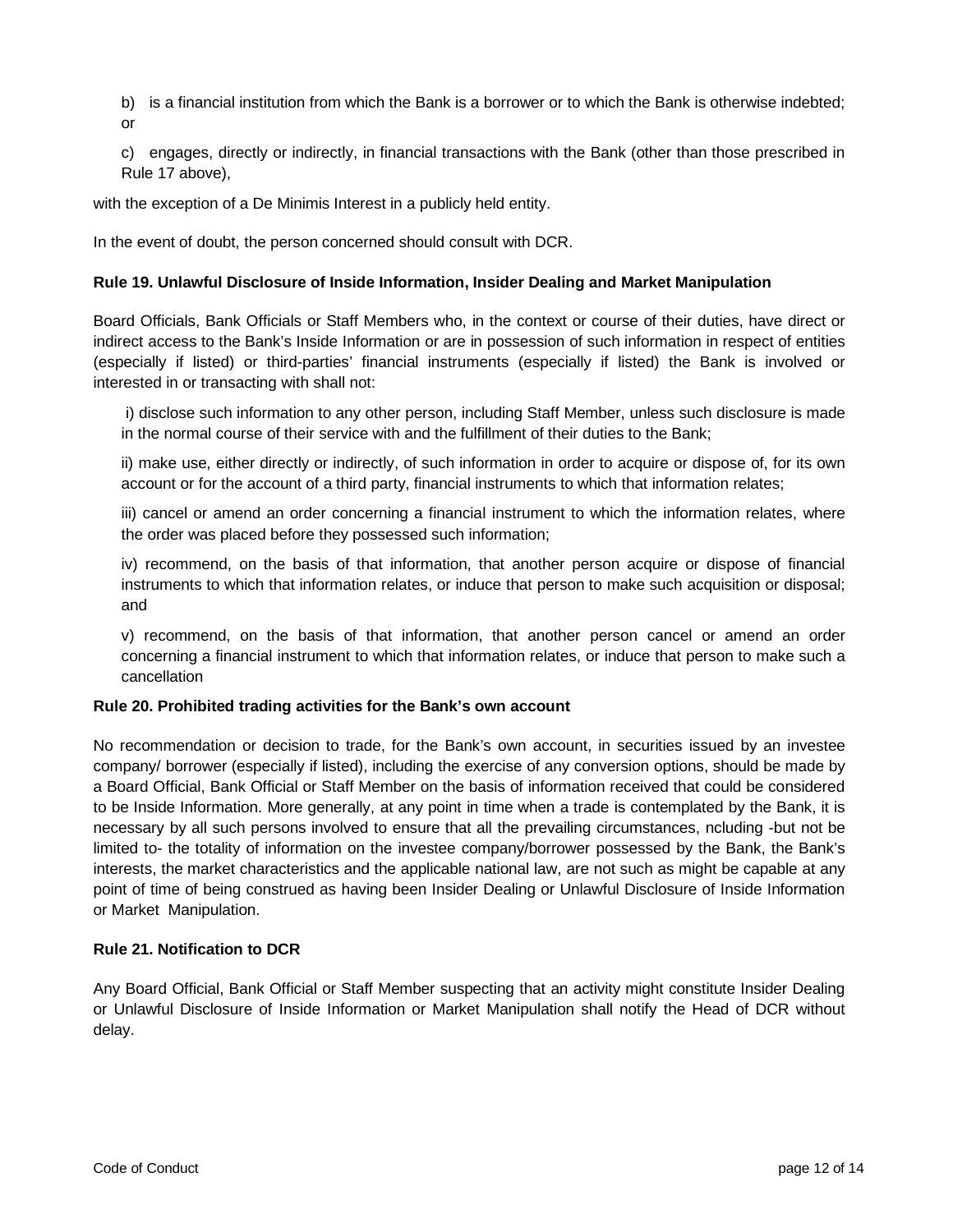b) is a financial institution from which the Bank is a borrower or to which the Bank is otherwise indebted; or

c) engages, directly or indirectly, in financial transactions with the Bank (other than those prescribed in Rule 17 above),

with the exception of a De Minimis Interest in a publicly held entity.

In the event of doubt, the person concerned should consult with DCR.

**Rule 19. Unlawful Disclosure of Inside Information, Insider Dealing and Market Manipulation**

Board Officials, Bank Officials or Staff Members who, in the context or course of their duties, have direct or indirect access to the Bank's Inside Information or are in possession of such information in respect of entities (especially if listed) or third-parties' financial instruments (especially if listed) the Bank is involved or interested in or transacting with shall not:

i) disclose such information to any other person, including Staff Member, unless such disclosure is made in the normal course of their service with and the fulfillment of their duties to the Bank;

ii) make use, either directly or indirectly, of such information in order to acquire or dispose of, for its own account or for the account of a third party, financial instruments to which that information relates;

iii) cancel or amend an order concerning a financial instrument to which the information relates, where the order was placed before they possessed such information;

iv) recommend, on the basis of that information, that another person acquire or dispose of financial instruments to which that information relates, or induce that person to make such acquisition or disposal; and

v) recommend, on the basis of that information, that another person cancel or amend an order concerning a financial instrument to which that information relates, or induce that person to make such a cancellation

**Rule 20. Prohibited trading activities for the Bank's own account**

No recommendation or decision to trade, for the Bank's own account, in securities issued by an investee company/ borrower (especially if listed), including the exercise of any conversion options, should be made by a Board Official, Bank Official or Staff Member on the basis of information received that could be considered to be Inside Information. More generally, at any point in time when a trade is contemplated by the Bank, it is necessary by all such persons involved to ensure that all the prevailing circumstances, ncluding -but not be limited to- the totality of information on the investee company/borrower possessed by the Bank, the Bank's interests, the market characteristics and the applicable national law, are not such as might be capable at any point of time of being construed as having been Insider Dealing or Unlawful Disclosure of Inside Information or Market Manipulation.

**Rule 21. Notification to DCR**

Any Board Official, Bank Official or Staff Member suspecting that an activity might constitute Insider Dealing or Unlawful Disclosure of Inside Information or Market Manipulation shall notify the Head of DCR without delay.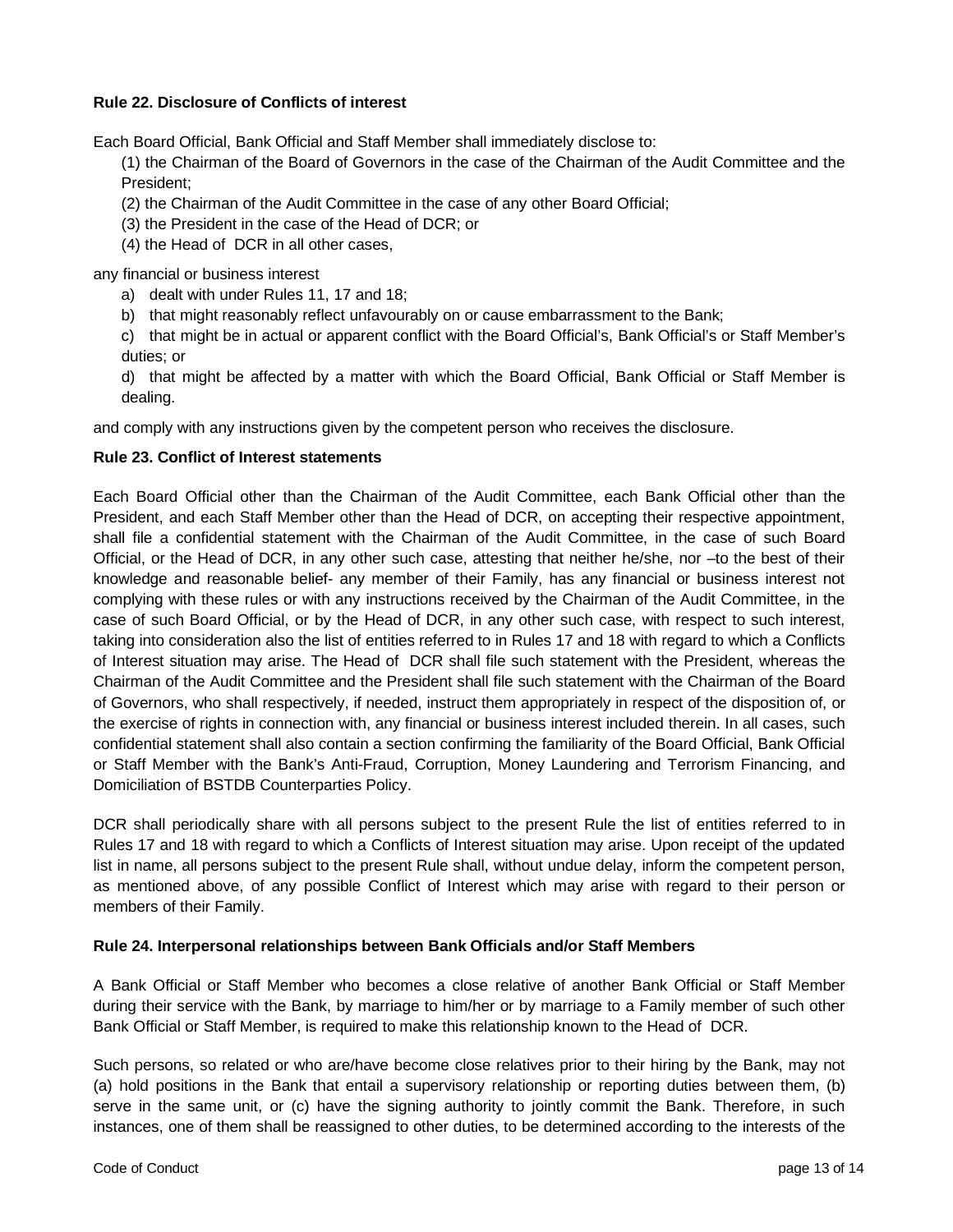**Rule 22. Disclosure of Conflicts of interest**

Each Board Official, Bank Official and Staff Member shall immediately disclose to:

(1) the Chairman of the Board of Governors in the case of the Chairman of the Audit Committee and the President;

(2) the Chairman of the Audit Committee in the case of any other Board Official;

(3) the President in the case of the Head of DCR; or

(4) the Head of DCR in all other cases,

any financial or business interest

a) dealt with under Rules 11, 17 and 18;

b) that might reasonably reflect unfavourably on or cause embarrassment to the Bank;

c) that might be in actual or apparent conflict with the Board Official's, Bank Official's or Staff Member's duties; or

d) that might be affected by a matter with which the Board Official, Bank Official or Staff Member is dealing.

and comply with any instructions given by the competent person who receives the disclosure.

**Rule 23. Conflict of Interest statements**

Each Board Official other than the Chairman of the Audit Committee, each Bank Official other than the President, and each Staff Member other than the Head of DCR, on accepting their respective appointment, shall file a confidential statement with the Chairman of the Audit Committee, in the case of such Board Official, or the Head of DCR, in any other such case, attesting that neither he/she, nor –to the best of their knowledge and reasonable belief- any member of their Family, has any financial or business interest not complying with these rules or with any instructions received by the Chairman of the Audit Committee, in the case of such Board Official, or by the Head of DCR, in any other such case, with respect to such interest, taking into consideration also the list of entities referred to in Rules 17 and 18 with regard to which a Conflicts of Interest situation may arise. The Head of DCR shall file such statement with the President, whereas the Chairman of the Audit Committee and the President shall file such statement with the Chairman of the Board of Governors, who shall respectively, if needed, instruct them appropriately in respect of the disposition of, or the exercise of rights in connection with, any financial or business interest included therein. In all cases, such confidential statement shall also contain a section confirming the familiarity of the Board Official, Bank Official or Staff Member with the Bank's Anti-Fraud, Corruption, Money Laundering and Terrorism Financing, and Domiciliation of BSTDB Counterparties Policy.

DCR shall periodically share with all persons subject to the present Rule the list of entities referred to in Rules 17 and 18 with regard to which a Conflicts of Interest situation may arise. Upon receipt of the updated list in name, all persons subject to the present Rule shall, without undue delay, inform the competent person, as mentioned above, of any possible Conflict of Interest which may arise with regard to their person or members of their Family.

**Rule 24. Interpersonal relationships between Bank Officials and/or Staff Members**

A Bank Official or Staff Member who becomes a close relative of another Bank Official or Staff Member during their service with the Bank, by marriage to him/her or by marriage to a Family member of such other Bank Official or Staff Member, is required to make this relationship known to the Head of DCR.

Such persons, so related or who are/have become close relatives prior to their hiring by the Bank, may not (a) hold positions in the Bank that entail a supervisory relationship or reporting duties between them, (b) serve in the same unit, or (c) have the signing authority to jointly commit the Bank. Therefore, in such instances, one of them shall be reassigned to other duties, to be determined according to the interests of the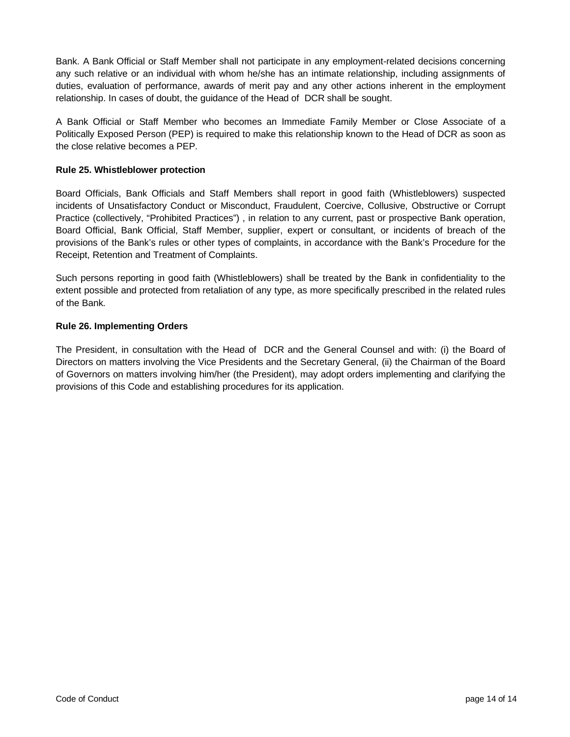Bank. A Bank Official or Staff Member shall not participate in any employment-related decisions concerning any such relative or an individual with whom he/she has an intimate relationship, including assignments of duties, evaluation of performance, awards of merit pay and any other actions inherent in the employment relationship. In cases of doubt, the guidance of the Head of DCR shall be sought.

A Bank Official or Staff Member who becomes an Immediate Family Member or Close Associate of a Politically Exposed Person (PEP) is required to make this relationship known to the Head of DCR as soon as the close relative becomes a PEP.

**Rule 25. Whistleblower protection**

Board Officials, Bank Officials and Staff Members shall report in good faith (Whistleblowers) suspected incidents of Unsatisfactory Conduct or Misconduct, Fraudulent, Coercive, Collusive, Obstructive or Corrupt Practice (collectively, "Prohibited Practices") , in relation to any current, past or prospective Bank operation, Board Official, Bank Official, Staff Member, supplier, expert or consultant, or incidents of breach of the provisions of the Bank's rules or other types of complaints, in accordance with the Bank's Procedure for the Receipt, Retention and Treatment of Complaints.

Such persons reporting in good faith (Whistleblowers) shall be treated by the Bank in confidentiality to the extent possible and protected from retaliation of any type, as more specifically prescribed in the related rules of the Bank.

**Rule 26. Implementing Orders**

The President, in consultation with the Head of DCR and the General Counsel and with: (i) the Board of Directors on matters involving the Vice Presidents and the Secretary General, (ii) the Chairman of the Board of Governors on matters involving him/her (the President), may adopt orders implementing and clarifying the provisions of this Code and establishing procedures for its application.